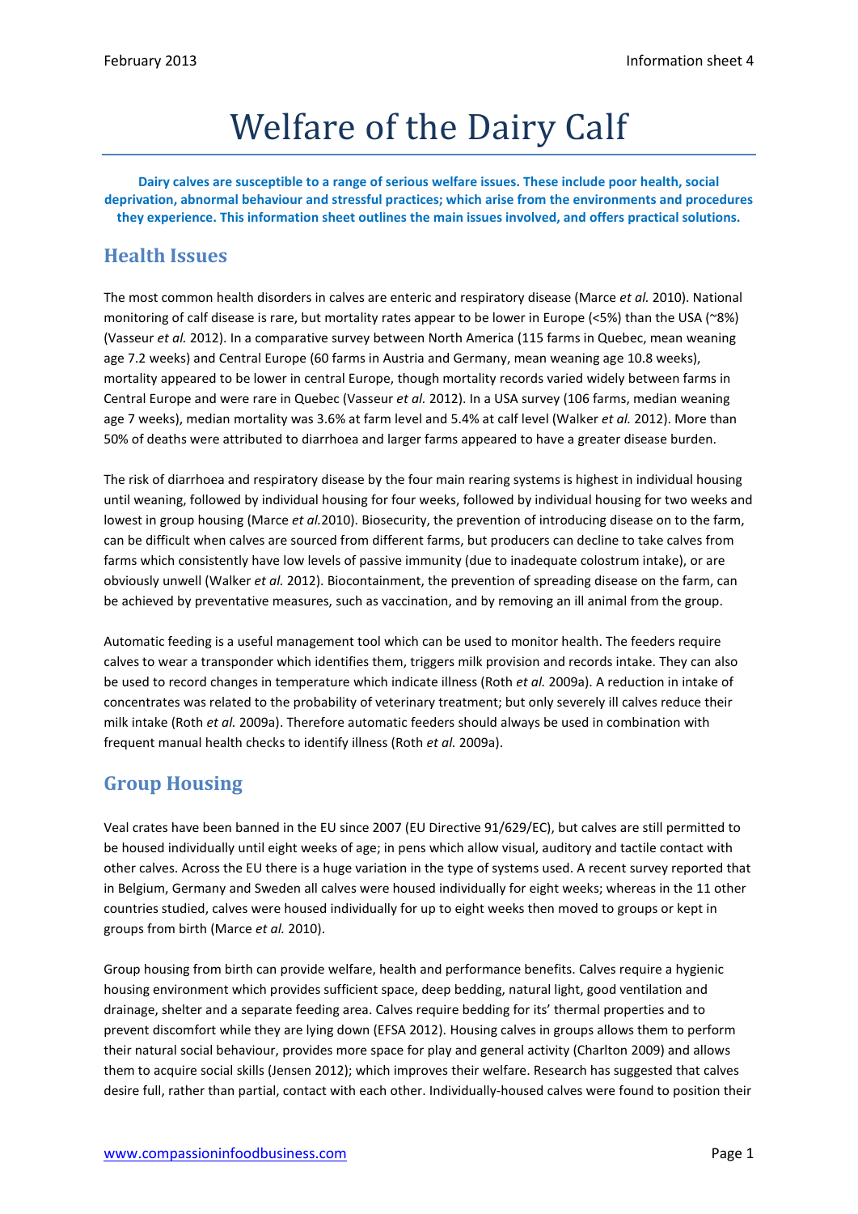# Welfare of the Dairy Calf

**Dairy calves are susceptible to a range of serious welfare issues. These include poor health, social deprivation, abnormal behaviour and stressful practices; which arise from the environments and procedures they experience. This information sheet outlines the main issues involved, and offers practical solutions.**

## Health Issues

The most common health disorders in calves are enteric and respiratory disease (Marce *et al.* 2010). National monitoring of calf disease is rare, but mortality rates appear to be lower in Europe (<5%) than the USA (~8%) (Vasseur *et al.* 2012). In a comparative survey between North America (115 farms in Quebec, mean weaning age 7.2 weeks) and Central Europe (60 farms in Austria and Germany, mean weaning age 10.8 weeks), mortality appeared to be lower in central Europe, though mortality records varied widely between farms in Central Europe and were rare in Quebec (Vasseur *et al.* 2012). In a USA survey (106 farms, median weaning age 7 weeks), median mortality was 3.6% at farm level and 5.4% at calf level (Walker *et al.* 2012). More than 50% of deaths were attributed to diarrhoea and larger farms appeared to have a greater disease burden.

The risk of diarrhoea and respiratory disease by the four main rearing systems is highest in individual housing until weaning, followed by individual housing for four weeks, followed by individual housing for two weeks and lowest in group housing (Marce *et al.*2010). Biosecurity, the prevention of introducing disease on to the farm, can be difficult when calves are sourced from different farms, but producers can decline to take calves from farms which consistently have low levels of passive immunity (due to inadequate colostrum intake), or are obviously unwell (Walker *et al.* 2012). Biocontainment, the prevention of spreading disease on the farm, can be achieved by preventative measures, such as vaccination, and by removing an ill animal from the group.

Automatic feeding is a useful management tool which can be used to monitor health. The feeders require calves to wear a transponder which identifies them, triggers milk provision and records intake. They can also be used to record changes in temperature which indicate illness (Roth *et al.* 2009a). A reduction in intake of concentrates was related to the probability of veterinary treatment; but only severely ill calves reduce their milk intake (Roth *et al.* 2009a). Therefore automatic feeders should always be used in combination with frequent manual health checks to identify illness (Roth *et al.* 2009a).

## Group Housing

Veal crates have been banned in the EU since 2007 (EU Directive 91/629/EC), but calves are still permitted to be housed individually until eight weeks of age; in pens which allow visual, auditory and tactile contact with other calves. Across the EU there is a huge variation in the type of systems used. A recent survey reported that in Belgium, Germany and Sweden all calves were housed individually for eight weeks; whereas in the 11 other countries studied, calves were housed individually for up to eight weeks then moved to groups or kept in groups from birth (Marce *et al.* 2010).

Group housing from birth can provide welfare, health and performance benefits. Calves require a hygienic housing environment which provides sufficient space, deep bedding, natural light, good ventilation and drainage, shelter and a separate feeding area. Calves require bedding for its' thermal properties and to prevent discomfort while they are lying down (EFSA 2012). Housing calves in groups allows them to perform their natural social behaviour, provides more space for play and general activity (Charlton 2009) and allows them to acquire social skills (Jensen 2012); which improves their welfare. Research has suggested that calves desire full, rather than partial, contact with each other. Individually-housed calves were found to position their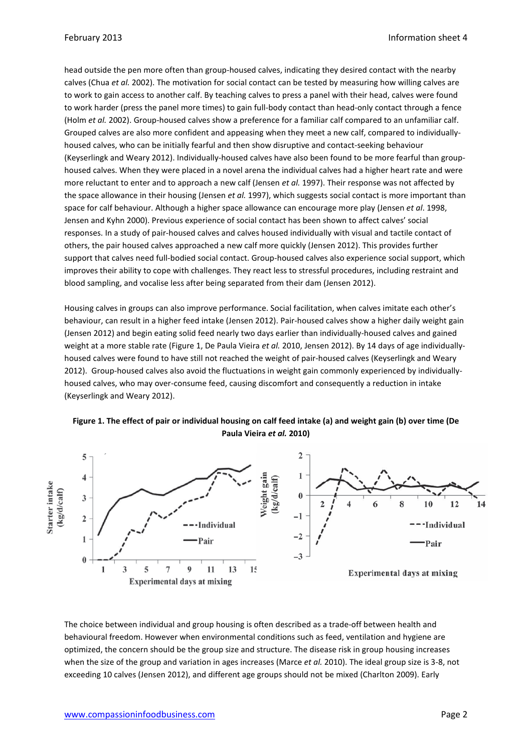head outside the pen more often than group-housed calves, indicating they desired contact with the nearby calves (Chua *et al.* 2002). The motivation for social contact can be tested by measuring how willing calves are to work to gain access to another calf. By teaching calves to press a panel with their head, calves were found to work harder (press the panel more times) to gain full-body contact than head-only contact through a fence (Holm *et al.* 2002). Group-housed calves show a preference for a familiar calf compared to an unfamiliar calf. Grouped calves are also more confident and appeasing when they meet a new calf, compared to individually-housed calves, who can be initially fearful and then show disruptive and contact-seeking behaviour (Keyserlingk and Weary 2012). Individually-housed calves have also been found to be more fearful than group-housed calves. When they were placed in a novel arena the individual calves had a higher heart rate and were more reluctant to enter and to approach a new calf (Jensen *et al.* 1997). Their response was not affected by the space allowance in their housing (Jensen *et al.* 1997), which suggests social contact is more important than space for calf behaviour. Although a higher space allowance can encourage more play (Jensen *et al*. 1998, Jensen and Kyhn 2000). Previous experience of social contact has been shown to affect calves' social responses. In a study of pair-housed calves and calves housed individually with visual and tactile contact of others, the pair housed calves approached a new calf more quickly (Jensen 2012). This provides further support that calves need full-bodied social contact. Group-housed calves also experience social support, which improves their ability to cope with challenges. They react less to stressful procedures, including restraint and blood sampling, and vocalise less after being separated from their dam (Jensen 2012).

Housing calves in groups can also improve performance. Social facilitation, when calves imitate each other's behaviour, can result in a higher feed intake (Jensen 2012). Pair-housed calves show a higher daily weight gain (Jensen 2012) and begin eating solid feed nearly two days earlier than individually-housed calves and gained weight at a more stable rate (Figure 1, De Paula Vieira *et al.* 2010, Jensen 2012). By 14 days of age individually-housed calves were found to have still not reached the weight of pair-housed calves (Keyserlingk and Weary 2012). Group-housed calves also avoid the fluctuations in weight gain commonly experienced by individually-housed calves, who may over-consume feed, causing discomfort and consequently a reduction in intake (Keyserlingk and Weary 2012).

**Figure 1. The effect of pair or individual housing on calf feed intake (a) and weight gain (b) over time (De Paula Vieira *et al.* 2010)**

The choice between individual and group housing is often described as a trade-off between health and behavioural freedom. However when environmental conditions such as feed, ventilation and hygiene are optimized, the concern should be the group size and structure. The disease risk in group housing increases when the size of the group and variation in ages increases (Marce *et al.* 2010). The ideal group size is 3-8, not exceeding 10 calves (Jensen 2012), and different age groups should not be mixed (Charlton 2009). Early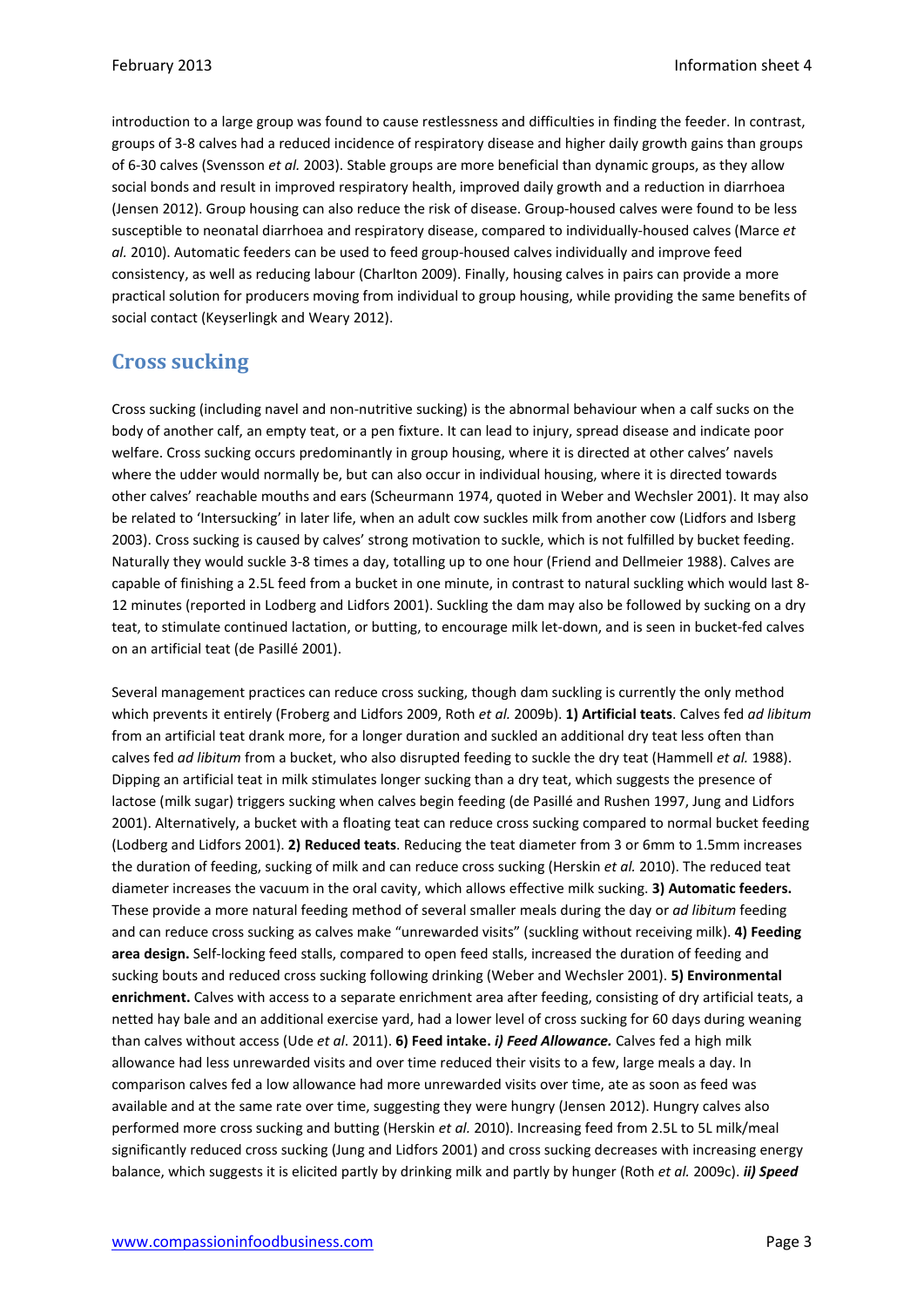introduction to a large group was found to cause restlessness and difficulties in finding the feeder. In contrast, groups of 3-8 calves had a reduced incidence of respiratory disease and higher daily growth gains than groups of 6-30 calves (Svensson *et al.* 2003). Stable groups are more beneficial than dynamic groups, as they allow social bonds and result in improved respiratory health, improved daily growth and a reduction in diarrhoea (Jensen 2012). Group housing can also reduce the risk of disease. Group-housed calves were found to be less susceptible to neonatal diarrhoea and respiratory disease, compared to individually-housed calves (Marce *et al.* 2010). Automatic feeders can be used to feed group-housed calves individually and improve feed consistency, as well as reducing labour (Charlton 2009). Finally, housing calves in pairs can provide a more practical solution for producers moving from individual to group housing, while providing the same benefits of social contact (Keyserlingk and Weary 2012).

## Cross sucking

Cross sucking (including navel and non-nutritive sucking) is the abnormal behaviour when a calf sucks on the body of another calf, an empty teat, or a pen fixture. It can lead to injury, spread disease and indicate poor welfare. Cross sucking occurs predominantly in group housing, where it is directed at other calves' navels where the udder would normally be, but can also occur in individual housing, where it is directed towards other calves' reachable mouths and ears (Scheurmann 1974, quoted in Weber and Wechsler 2001). It may also be related to 'Intersucking' in later life, when an adult cow suckles milk from another cow (Lidfors and Isberg 2003). Cross sucking is caused by calves' strong motivation to suckle, which is not fulfilled by bucket feeding. Naturally they would suckle 3-8 times a day, totalling up to one hour (Friend and Dellmeier 1988). Calves are capable of finishing a 2.5L feed from a bucket in one minute, in contrast to natural suckling which would last 8-12 minutes (reported in Lodberg and Lidfors 2001). Suckling the dam may also be followed by sucking on a dry teat, to stimulate continued lactation, or butting, to encourage milk let-down, and is seen in bucket-fed calves on an artificial teat (de Pasillé 2001).

Several management practices can reduce cross sucking, though dam suckling is currently the only method which prevents it entirely (Froberg and Lidfors 2009, Roth *et al.* 2009b). **1) Artificial teats**. Calves fed *ad libitum* from an artificial teat drank more, for a longer duration and suckled an additional dry teat less often than calves fed *ad libitum* from a bucket, who also disrupted feeding to suckle the dry teat (Hammell *et al.* 1988). Dipping an artificial teat in milk stimulates longer sucking than a dry teat, which suggests the presence of lactose (milk sugar) triggers sucking when calves begin feeding (de Pasillé and Rushen 1997, Jung and Lidfors 2001). Alternatively, a bucket with a floating teat can reduce cross sucking compared to normal bucket feeding (Lodberg and Lidfors 2001). **2) Reduced teats**. Reducing the teat diameter from 3 or 6mm to 1.5mm increases the duration of feeding, sucking of milk and can reduce cross sucking (Herskin *et al.* 2010). The reduced teat diameter increases the vacuum in the oral cavity, which allows effective milk sucking. **3) Automatic feeders.** These provide a more natural feeding method of several smaller meals during the day or *ad libitum* feeding and can reduce cross sucking as calves make "unrewarded visits" (suckling without receiving milk). **4) Feeding area design.** Self-locking feed stalls, compared to open feed stalls, increased the duration of feeding and sucking bouts and reduced cross sucking following drinking (Weber and Wechsler 2001). **5) Environmental enrichment.** Calves with access to a separate enrichment area after feeding, consisting of dry artificial teats, a netted hay bale and an additional exercise yard, had a lower level of cross sucking for 60 days during weaning than calves without access (Ude *et al*. 2011). **6) Feed intake.** ***i) Feed Allowance.*** Calves fed a high milk allowance had less unrewarded visits and over time reduced their visits to a few, large meals a day. In comparison calves fed a low allowance had more unrewarded visits over time, ate as soon as feed was available and at the same rate over time, suggesting they were hungry (Jensen 2012). Hungry calves also performed more cross sucking and butting (Herskin *et al.* 2010). Increasing feed from 2.5L to 5L milk/meal significantly reduced cross sucking (Jung and Lidfors 2001) and cross sucking decreases with increasing energy balance, which suggests it is elicited partly by drinking milk and partly by hunger (Roth *et al.* 2009c). ***ii) Speed***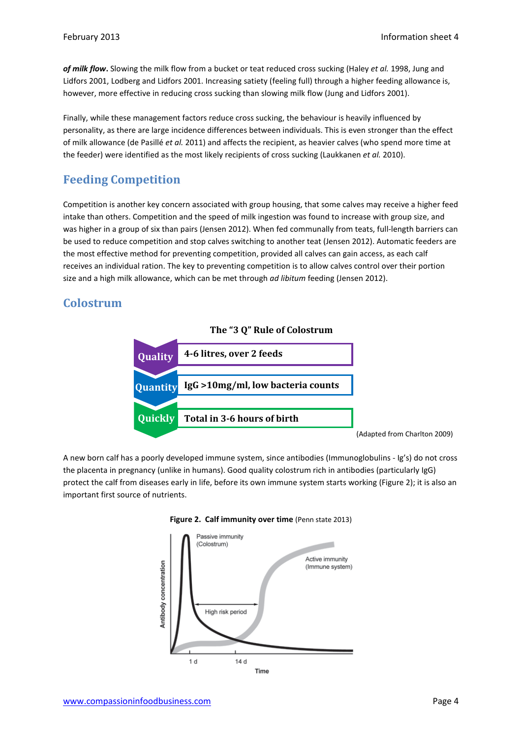***of milk flow***. Slowing the milk flow from a bucket or teat reduced cross sucking (Haley *et al.* 1998, Jung and Lidfors 2001, Lodberg and Lidfors 2001. Increasing satiety (feeling full) through a higher feeding allowance is, however, more effective in reducing cross sucking than slowing milk flow (Jung and Lidfors 2001).

Finally, while these management factors reduce cross sucking, the behaviour is heavily influenced by personality, as there are large incidence differences between individuals. This is even stronger than the effect of milk allowance (de Pasillé *et al.* 2011) and affects the recipient, as heavier calves (who spend more time at the feeder) were identified as the most likely recipients of cross sucking (Laukkanen *et al.* 2010).

## Feeding Competition

Competition is another key concern associated with group housing, that some calves may receive a higher feed intake than others. Competition and the speed of milk ingestion was found to increase with group size, and was higher in a group of six than pairs (Jensen 2012). When fed communally from teats, full-length barriers can be used to reduce competition and stop calves switching to another teat (Jensen 2012). Automatic feeders are the most effective method for preventing competition, provided all calves can gain access, as each calf receives an individual ration. The key to preventing competition is to allow calves control over their portion size and a high milk allowance, which can be met through *ad libitum* feeding (Jensen 2012).

## Colostrum

**The "3 Q" Rule of Colostrum**

| | |
|---|---|
| **Quality** | **4-6 litres, over 2 feeds** |
| **Quantity** | **IgG >10mg/ml, low bacteria counts** |
| **Quickly** | **Total in 3-6 hours of birth** |

(Adapted from Charlton 2009)

A new born calf has a poorly developed immune system, since antibodies (Immunoglobulins - Ig's) do not cross the placenta in pregnancy (unlike in humans). Good quality colostrum rich in antibodies (particularly IgG) protect the calf from diseases early in life, before its own immune system starts working (Figure 2); it is also an important first source of nutrients.

**Figure 2. Calf immunity over time** (Penn state 2013)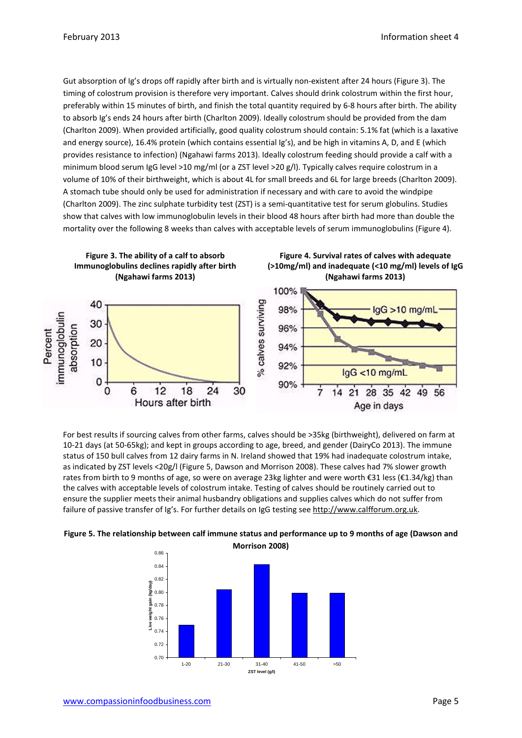Gut absorption of Ig's drops off rapidly after birth and is virtually non-existent after 24 hours (Figure 3). The timing of colostrum provision is therefore very important. Calves should drink colostrum within the first hour, preferably within 15 minutes of birth, and finish the total quantity required by 6-8 hours after birth. The ability to absorb Ig's ends 24 hours after birth (Charlton 2009). Ideally colostrum should be provided from the dam (Charlton 2009). When provided artificially, good quality colostrum should contain: 5.1% fat (which is a laxative and energy source), 16.4% protein (which contains essential Ig's), and be high in vitamins A, D, and E (which provides resistance to infection) (Ngahawi farms 2013). Ideally colostrum feeding should provide a calf with a minimum blood serum IgG level >10 mg/ml (or a ZST level >20 g/l). Typically calves require colostrum in a volume of 10% of their birthweight, which is about 4L for small breeds and 6L for large breeds (Charlton 2009). A stomach tube should only be used for administration if necessary and with care to avoid the windpipe (Charlton 2009). The zinc sulphate turbidity test (ZST) is a semi-quantitative test for serum globulins. Studies show that calves with low immunoglobulin levels in their blood 48 hours after birth had more than double the mortality over the following 8 weeks than calves with acceptable levels of serum immunoglobulins (Figure 4).

**Figure 3. The ability of a calf to absorb Immunoglobulins declines rapidly after birth (Ngahawi farms 2013)**

**Figure 4. Survival rates of calves with adequate (>10mg/ml) and inadequate (<10 mg/ml) levels of IgG (Ngahawi farms 2013)**

For best results if sourcing calves from other farms, calves should be >35kg (birthweight), delivered on farm at 10-21 days (at 50-65kg); and kept in groups according to age, breed, and gender (DairyCo 2013). The immune status of 150 bull calves from 12 dairy farms in N. Ireland showed that 19% had inadequate colostrum intake, as indicated by ZST levels <20g/l (Figure 5, Dawson and Morrison 2008). These calves had 7% slower growth rates from birth to 9 months of age, so were on average 23kg lighter and were worth €31 less (€1.34/kg) than the calves with acceptable levels of colostrum intake. Testing of calves should be routinely carried out to ensure the supplier meets their animal husbandry obligations and supplies calves which do not suffer from failure of passive transfer of Ig's. For further details on IgG testing see http://www.calfforum.org.uk.

**Figure 5. The relationship between calf immune status and performance up to 9 months of age (Dawson and Morrison 2008)**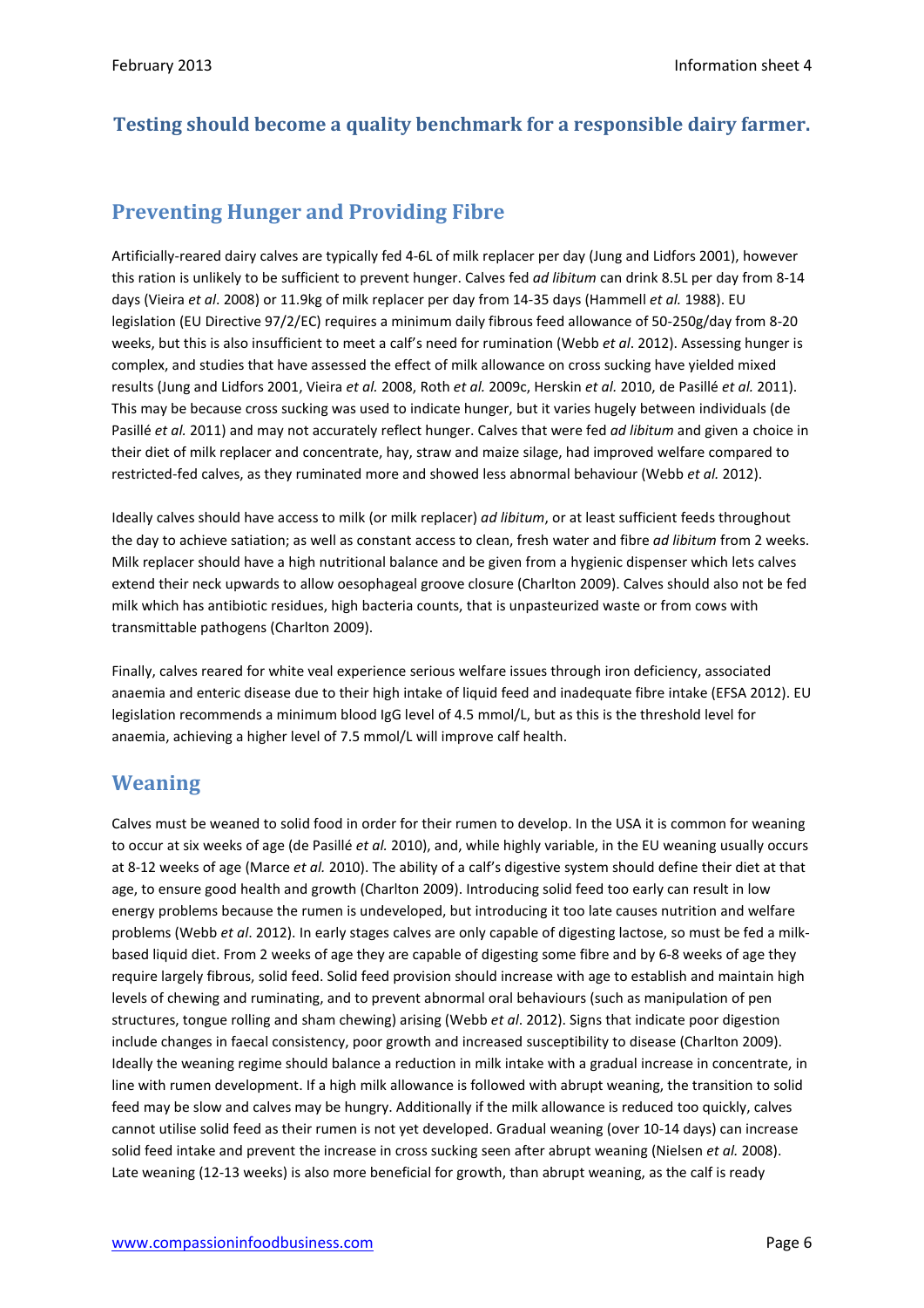**Testing should become a quality benchmark for a responsible dairy farmer.**

## Preventing Hunger and Providing Fibre

Artificially-reared dairy calves are typically fed 4-6L of milk replacer per day (Jung and Lidfors 2001), however this ration is unlikely to be sufficient to prevent hunger. Calves fed *ad libitum* can drink 8.5L per day from 8-14 days (Vieira *et al*. 2008) or 11.9kg of milk replacer per day from 14-35 days (Hammell *et al.* 1988). EU legislation (EU Directive 97/2/EC) requires a minimum daily fibrous feed allowance of 50-250g/day from 8-20 weeks, but this is also insufficient to meet a calf's need for rumination (Webb *et al*. 2012). Assessing hunger is complex, and studies that have assessed the effect of milk allowance on cross sucking have yielded mixed results (Jung and Lidfors 2001, Vieira *et al.* 2008, Roth *et al.* 2009c, Herskin *et al.* 2010, de Passillé *et al.* 2011). This may be because cross sucking was used to indicate hunger, but it varies hugely between individuals (de Passillé *et al.* 2011) and may not accurately reflect hunger. Calves that were fed *ad libitum* and given a choice in their diet of milk replacer and concentrate, hay, straw and maize silage, had improved welfare compared to restricted-fed calves, as they ruminated more and showed less abnormal behaviour (Webb *et al.* 2012).

Ideally calves should have access to milk (or milk replacer) *ad libitum*, or at least sufficient feeds throughout the day to achieve satiation; as well as constant access to clean, fresh water and fibre *ad libitum* from 2 weeks. Milk replacer should have a high nutritional balance and be given from a hygienic dispenser which lets calves extend their neck upwards to allow oesophageal groove closure (Charlton 2009). Calves should also not be fed milk which has antibiotic residues, high bacteria counts, that is unpasteurized waste or from cows with transmittable pathogens (Charlton 2009).

Finally, calves reared for white veal experience serious welfare issues through iron deficiency, associated anaemia and enteric disease due to their high intake of liquid feed and inadequate fibre intake (EFSA 2012). EU legislation recommends a minimum blood IgG level of 4.5 mmol/L, but as this is the threshold level for anaemia, achieving a higher level of 7.5 mmol/L will improve calf health.

## Weaning

Calves must be weaned to solid food in order for their rumen to develop. In the USA it is common for weaning to occur at six weeks of age (de Passillé *et al.* 2010), and, while highly variable, in the EU weaning usually occurs at 8-12 weeks of age (Marce *et al.* 2010). The ability of a calf's digestive system should define their diet at that age, to ensure good health and growth (Charlton 2009). Introducing solid feed too early can result in low energy problems because the rumen is undeveloped, but introducing it too late causes nutrition and welfare problems (Webb *et al*. 2012). In early stages calves are only capable of digesting lactose, so must be fed a milk-based liquid diet. From 2 weeks of age they are capable of digesting some fibre and by 6-8 weeks of age they require largely fibrous, solid feed. Solid feed provision should increase with age to establish and maintain high levels of chewing and ruminating, and to prevent abnormal oral behaviours (such as manipulation of pen structures, tongue rolling and sham chewing) arising (Webb *et al*. 2012). Signs that indicate poor digestion include changes in faecal consistency, poor growth and increased susceptibility to disease (Charlton 2009). Ideally the weaning regime should balance a reduction in milk intake with a gradual increase in concentrate, in line with rumen development. If a high milk allowance is followed with abrupt weaning, the transition to solid feed may be slow and calves may be hungry. Additionally if the milk allowance is reduced too quickly, calves cannot utilise solid feed as their rumen is not yet developed. Gradual weaning (over 10-14 days) can increase solid feed intake and prevent the increase in cross sucking seen after abrupt weaning (Nielsen *et al.* 2008). Late weaning (12-13 weeks) is also more beneficial for growth, than abrupt weaning, as the calf is ready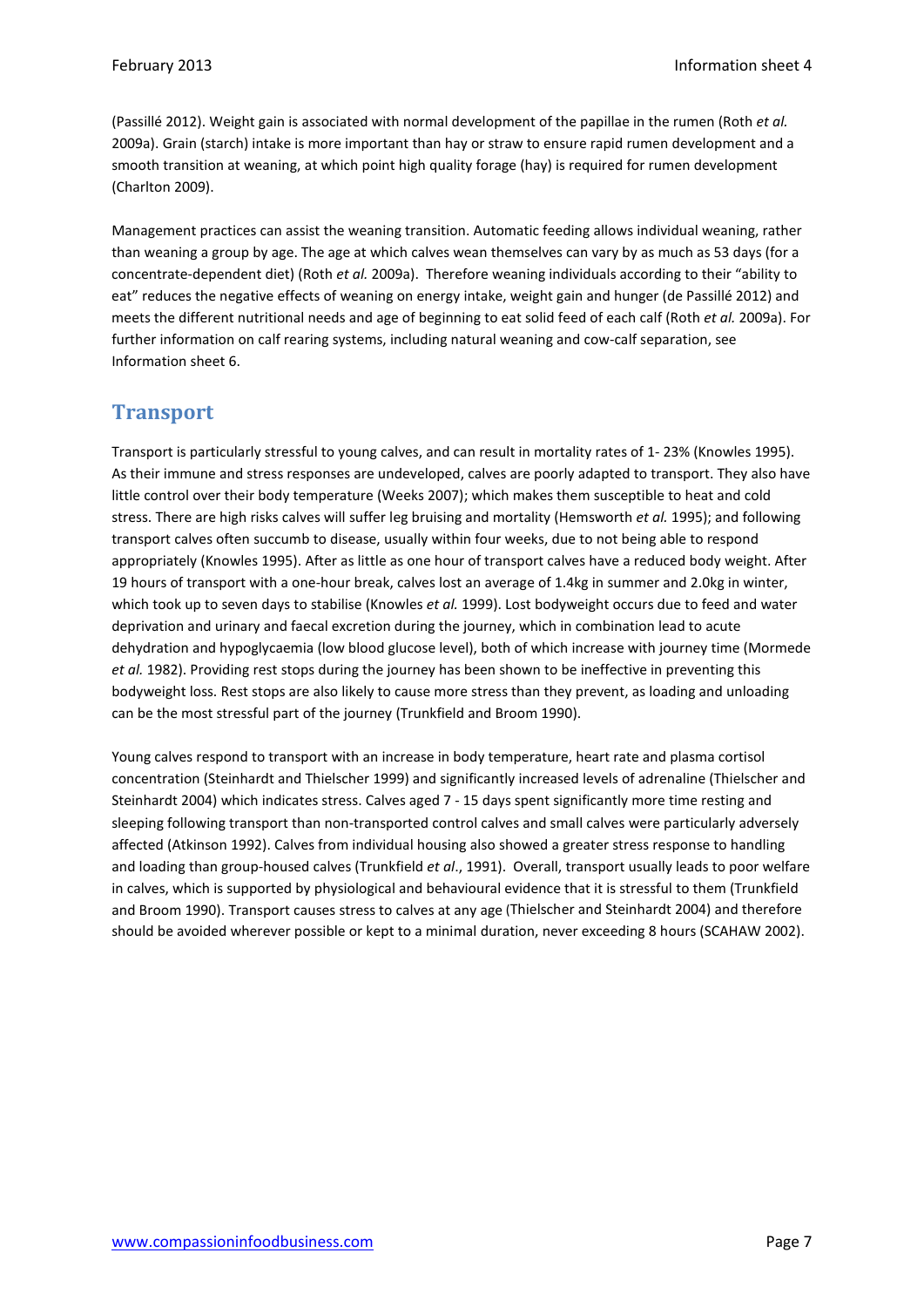(Passillé 2012). Weight gain is associated with normal development of the papillae in the rumen (Roth *et al.* 2009a). Grain (starch) intake is more important than hay or straw to ensure rapid rumen development and a smooth transition at weaning, at which point high quality forage (hay) is required for rumen development (Charlton 2009).

Management practices can assist the weaning transition. Automatic feeding allows individual weaning, rather than weaning a group by age. The age at which calves wean themselves can vary by as much as 53 days (for a concentrate-dependent diet) (Roth *et al.* 2009a). Therefore weaning individuals according to their "ability to eat" reduces the negative effects of weaning on energy intake, weight gain and hunger (de Passillé 2012) and meets the different nutritional needs and age of beginning to eat solid feed of each calf (Roth *et al.* 2009a). For further information on calf rearing systems, including natural weaning and cow-calf separation, see Information sheet 6.

## Transport

Transport is particularly stressful to young calves, and can result in mortality rates of 1- 23% (Knowles 1995). As their immune and stress responses are undeveloped, calves are poorly adapted to transport. They also have little control over their body temperature (Weeks 2007); which makes them susceptible to heat and cold stress. There are high risks calves will suffer leg bruising and mortality (Hemsworth *et al.* 1995); and following transport calves often succumb to disease, usually within four weeks, due to not being able to respond appropriately (Knowles 1995). After as little as one hour of transport calves have a reduced body weight. After 19 hours of transport with a one-hour break, calves lost an average of 1.4kg in summer and 2.0kg in winter, which took up to seven days to stabilise (Knowles *et al.* 1999). Lost bodyweight occurs due to feed and water deprivation and urinary and faecal excretion during the journey, which in combination lead to acute dehydration and hypoglycaemia (low blood glucose level), both of which increase with journey time (Mormede *et al.* 1982). Providing rest stops during the journey has been shown to be ineffective in preventing this bodyweight loss. Rest stops are also likely to cause more stress than they prevent, as loading and unloading can be the most stressful part of the journey (Trunkfield and Broom 1990).

Young calves respond to transport with an increase in body temperature, heart rate and plasma cortisol concentration (Steinhardt and Thielscher 1999) and significantly increased levels of adrenaline (Thielscher and Steinhardt 2004) which indicates stress. Calves aged 7 - 15 days spent significantly more time resting and sleeping following transport than non-transported control calves and small calves were particularly adversely affected (Atkinson 1992). Calves from individual housing also showed a greater stress response to handling and loading than group-housed calves (Trunkfield *et al*., 1991). Overall, transport usually leads to poor welfare in calves, which is supported by physiological and behavioural evidence that it is stressful to them (Trunkfield and Broom 1990). Transport causes stress to calves at any age (Thielscher and Steinhardt 2004) and therefore should be avoided wherever possible or kept to a minimal duration, never exceeding 8 hours (SCAHAW 2002).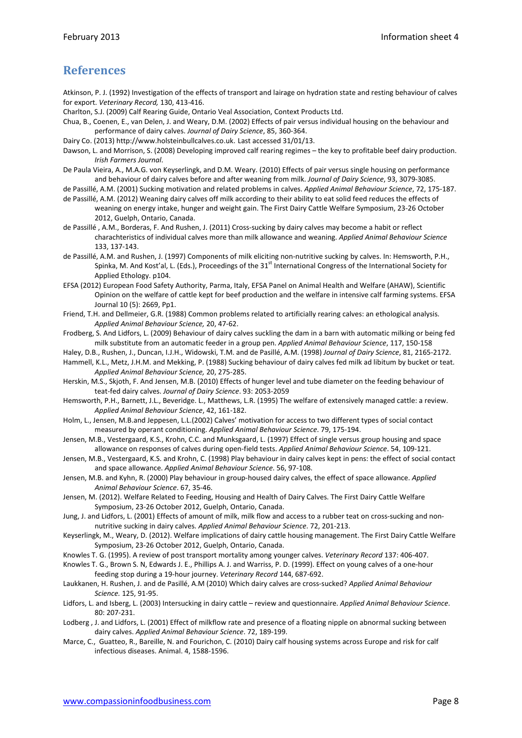## References

Atkinson, P. J. (1992) Investigation of the effects of transport and lairage on hydration state and resting behaviour of calves for export. *Veterinary Record,* 130, 413-416.

Charlton, S.J. (2009) Calf Rearing Guide, Ontario Veal Association, Context Products Ltd.

Chua, B., Coenen, E., van Delen, J. and Weary, D.M. (2002) Effects of pair versus individual housing on the behaviour and performance of dairy calves. *Journal of Dairy Science*, 85, 360-364.

Dairy Co. (2013) http://www.holsteinbullcalves.co.uk. Last accessed 31/01/13.

Dawson, L. and Morrison, S. (2008) Developing improved calf rearing regimes – the key to profitable beef dairy production. *Irish Farmers Journal*.

De Paula Vieira, A., M.A.G. von Keyserlingk, and D.M. Weary. (2010) Effects of pair versus single housing on performance and behaviour of dairy calves before and after weaning from milk. *Journal of Dairy Science*, 93, 3079-3085.

de Passillé, A.M. (2001) Sucking motivation and related problems in calves. *Applied Animal Behaviour Science*, 72, 175-187.

de Passillé, A.M. (2012) Weaning dairy calves off milk according to their ability to eat solid feed reduces the effects of weaning on energy intake, hunger and weight gain. The First Dairy Cattle Welfare Symposium, 23-26 October 2012, Guelph, Ontario, Canada.

de Passillé , A.M., Borderas, F. And Rushen, J. (2011) Cross-sucking by dairy calves may become a habit or reflect charachteristics of individual calves more than milk allowance and weaning. *Applied Animal Behaviour Science* 133, 137-143.

de Passillé, A.M. and Rushen, J. (1997) Components of milk eliciting non-nutritive sucking by calves. In: Hemsworth, P.H., Spinka, M. And Kost'al, L. (Eds.), Proceedings of the 31st International Congress of the International Society for Applied Ethology. p104.

EFSA (2012) European Food Safety Authority, Parma, Italy, EFSA Panel on Animal Health and Welfare (AHAW), Scientific Opinion on the welfare of cattle kept for beef production and the welfare in intensive calf farming systems. EFSA Journal 10 (5): 2669, Pp1.

Friend, T.H. and Dellmeier, G.R. (1988) Common problems related to artificially rearing calves: an ethological analysis. *Applied Animal Behaviour Science,* 20, 47-62.

Frodberg, S. And Lidfors, L. (2009) Behaviour of dairy calves suckling the dam in a barn with automatic milking or being fed milk substitute from an automatic feeder in a group pen. *Applied Animal Behaviour Science*, 117, 150-158

Haley, D.B., Rushen, J., Duncan, I.J.H., Widowski, T.M. and de Pasillé, A.M. (1998) *Journal of Dairy Science*, 81, 2165-2172.

Hammell, K.L., Metz, J.H.M. and Mekking, P. (1988) Sucking behaviour of dairy calves fed milk ad libitum by bucket or teat. *Applied Animal Behaviour Science,* 20, 275-285.

Herskin, M.S., Skjoth, F. And Jensen, M.B. (2010) Effects of hunger level and tube diameter on the feeding behaviour of teat-fed dairy calves. *Journal of Dairy Science*. 93: 2053-2059

Hemsworth, P.H., Barnett, J.L., Beveridge. L., Matthews, L.R. (1995) The welfare of extensively managed cattle: a review. *Applied Animal Behaviour Science*, 42, 161-182.

Holm, L., Jensen, M.B.and Jeppesen, L.L.(2002) Calves' motivation for access to two different types of social contact measured by operant conditioning. *Applied Animal Behaviour Science*. 79, 175-194.

Jensen, M.B., Vestergaard, K.S., Krohn, C.C. and Munksgaard, L. (1997) Effect of single versus group housing and space allowance on responses of calves during open-field tests. *Applied Animal Behaviour Science*. 54, 109-121.

Jensen, M.B., Vestergaard, K.S. and Krohn, C. (1998) Play behaviour in dairy calves kept in pens: the effect of social contact and space allowance. *Applied Animal Behaviour Science*. 56, 97-108.

Jensen, M.B. and Kyhn, R. (2000) Play behaviour in group-housed dairy calves, the effect of space allowance. *Applied Animal Behaviour Science*. 67, 35-46.

Jensen, M. (2012). Welfare Related to Feeding, Housing and Health of Dairy Calves. The First Dairy Cattle Welfare Symposium, 23-26 October 2012, Guelph, Ontario, Canada.

Jung, J. and Lidfors, L. (2001) Effects of amount of milk, milk flow and access to a rubber teat on cross-sucking and non-nutritive sucking in dairy calves. *Applied Animal Behaviour Science*. 72, 201-213.

Keyserlingk, M., Weary, D. (2012). Welfare implications of dairy cattle housing management. The First Dairy Cattle Welfare Symposium, 23-26 October 2012, Guelph, Ontario, Canada.

Knowles T. G. (1995). A review of post transport mortality among younger calves. *Veterinary Record* 137: 406-407.

Knowles T. G., Brown S. N, Edwards J. E., Phillips A. J. and Warriss, P. D. (1999). Effect on young calves of a one-hour feeding stop during a 19-hour journey. *Veterinary Record* 144, 687-692.

Laukkanen, H. Rushen, J. and de Pasillé, A.M (2010) Which dairy calves are cross-sucked? *Applied Animal Behaviour Science.* 125, 91-95.

Lidfors, L. and Isberg, L. (2003) Intersucking in dairy cattle – review and questionnaire. *Applied Animal Behaviour Science*. 80: 207-231.

Lodberg , J. and Lidfors, L. (2001) Effect of milkflow rate and presence of a floating nipple on abnormal sucking between dairy calves. *Applied Animal Behaviour Science*. 72, 189-199.

Marce, C., Guatteo, R., Bareille, N. and Fourichon, C. (2010) Dairy calf housing systems across Europe and risk for calf infectious diseases. Animal. 4, 1588-1596.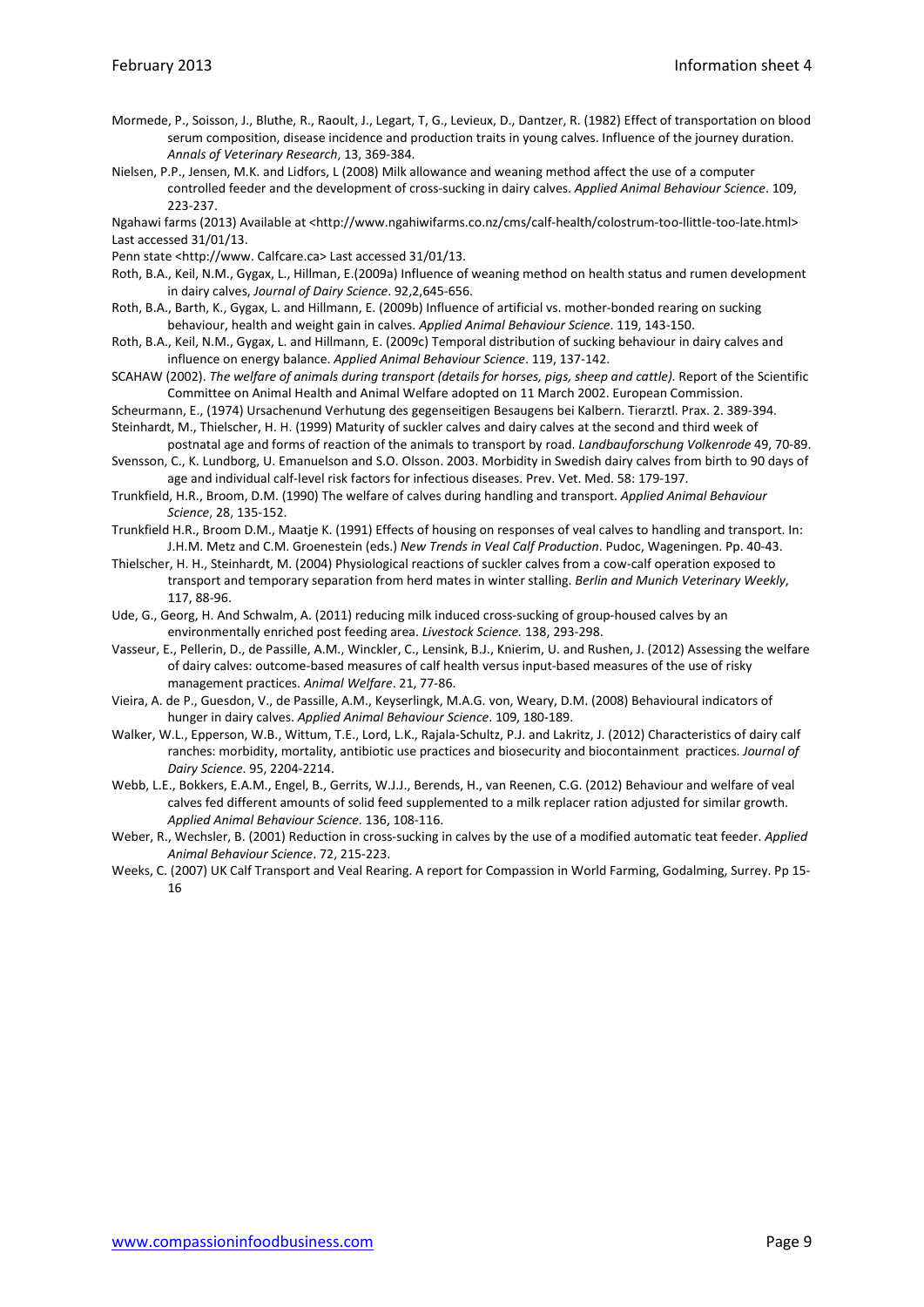Mormede, P., Soisson, J., Bluthe, R., Raoult, J., Legart, T, G., Levieux, D., Dantzer, R. (1982) Effect of transportation on blood serum composition, disease incidence and production traits in young calves. Influence of the journey duration. *Annals of Veterinary Research*, 13, 369-384.

Nielsen, P.P., Jensen, M.K. and Lidfors, L (2008) Milk allowance and weaning method affect the use of a computer controlled feeder and the development of cross-sucking in dairy calves. *Applied Animal Behaviour Science*. 109, 223-237.

Ngahawi farms (2013) Available at <http://www.ngahiwifarms.co.nz/cms/calf-health/colostrum-too-llittle-too-late.html> Last accessed 31/01/13.

Penn state <http://www. Calfcare.ca> Last accessed 31/01/13.

Roth, B.A., Keil, N.M., Gygax, L., Hillman, E.(2009a) Influence of weaning method on health status and rumen development in dairy calves, *Journal of Dairy Science*. 92,2,645-656.

Roth, B.A., Barth, K., Gygax, L. and Hillmann, E. (2009b) Influence of artificial vs. mother-bonded rearing on sucking behaviour, health and weight gain in calves. *Applied Animal Behaviour Science*. 119, 143-150.

Roth, B.A., Keil, N.M., Gygax, L. and Hillmann, E. (2009c) Temporal distribution of sucking behaviour in dairy calves and influence on energy balance. *Applied Animal Behaviour Science*. 119, 137-142.

SCAHAW (2002). *The welfare of animals during transport (details for horses, pigs, sheep and cattle).* Report of the Scientific Committee on Animal Health and Animal Welfare adopted on 11 March 2002. European Commission.

Scheurmann, E., (1974) Ursachenund Verhutung des gegenseitigen Besaugens bei Kalbern. Tierarztl. Prax. 2. 389-394.

Steinhardt, M., Thielscher, H. H. (1999) Maturity of suckler calves and dairy calves at the second and third week of postnatal age and forms of reaction of the animals to transport by road. *Landbauforschung Volkenrode* 49, 70-89.

Svensson, C., K. Lundborg, U. Emanuelson and S.O. Olsson. 2003. Morbidity in Swedish dairy calves from birth to 90 days of age and individual calf-level risk factors for infectious diseases. Prev. Vet. Med. 58: 179-197.

Trunkfield, H.R., Broom, D.M. (1990) The welfare of calves during handling and transport. *Applied Animal Behaviour Science*, 28, 135-152.

Trunkfield H.R., Broom D.M., Maatje K. (1991) Effects of housing on responses of veal calves to handling and transport. In: J.H.M. Metz and C.M. Groenestein (eds.) *New Trends in Veal Calf Production*. Pudoc, Wageningen. Pp. 40-43.

Thielscher, H. H., Steinhardt, M. (2004) Physiological reactions of suckler calves from a cow-calf operation exposed to transport and temporary separation from herd mates in winter stalling. *Berlin and Munich Veterinary Weekly*, 117, 88-96.

Ude, G., Georg, H. And Schwalm, A. (2011) reducing milk induced cross-sucking of group-housed calves by an environmentally enriched post feeding area. *Livestock Science.* 138, 293-298.

Vasseur, E., Pellerin, D., de Passille, A.M., Winckler, C., Lensink, B.J., Knierim, U. and Rushen, J. (2012) Assessing the welfare of dairy calves: outcome-based measures of calf health versus input-based measures of the use of risky management practices. *Animal Welfare*. 21, 77-86.

Vieira, A. de P., Guesdon, V., de Passille, A.M., Keyserlingk, M.A.G. von, Weary, D.M. (2008) Behavioural indicators of hunger in dairy calves. *Applied Animal Behaviour Science*. 109, 180-189.

Walker, W.L., Epperson, W.B., Wittum, T.E., Lord, L.K., Rajala-Schultz, P.J. and Lakritz, J. (2012) Characteristics of dairy calf ranches: morbidity, mortality, antibiotic use practices and biosecurity and biocontainment practices. *Journal of Dairy Science*. 95, 2204-2214.

Webb, L.E., Bokkers, E.A.M., Engel, B., Gerrits, W.J.J., Berends, H., van Reenen, C.G. (2012) Behaviour and welfare of veal calves fed different amounts of solid feed supplemented to a milk replacer ration adjusted for similar growth. *Applied Animal Behaviour Science*. 136, 108-116.

Weber, R., Wechsler, B. (2001) Reduction in cross-sucking in calves by the use of a modified automatic teat feeder. *Applied Animal Behaviour Science*. 72, 215-223.

Weeks, C. (2007) UK Calf Transport and Veal Rearing. A report for Compassion in World Farming, Godalming, Surrey. Pp 15-16